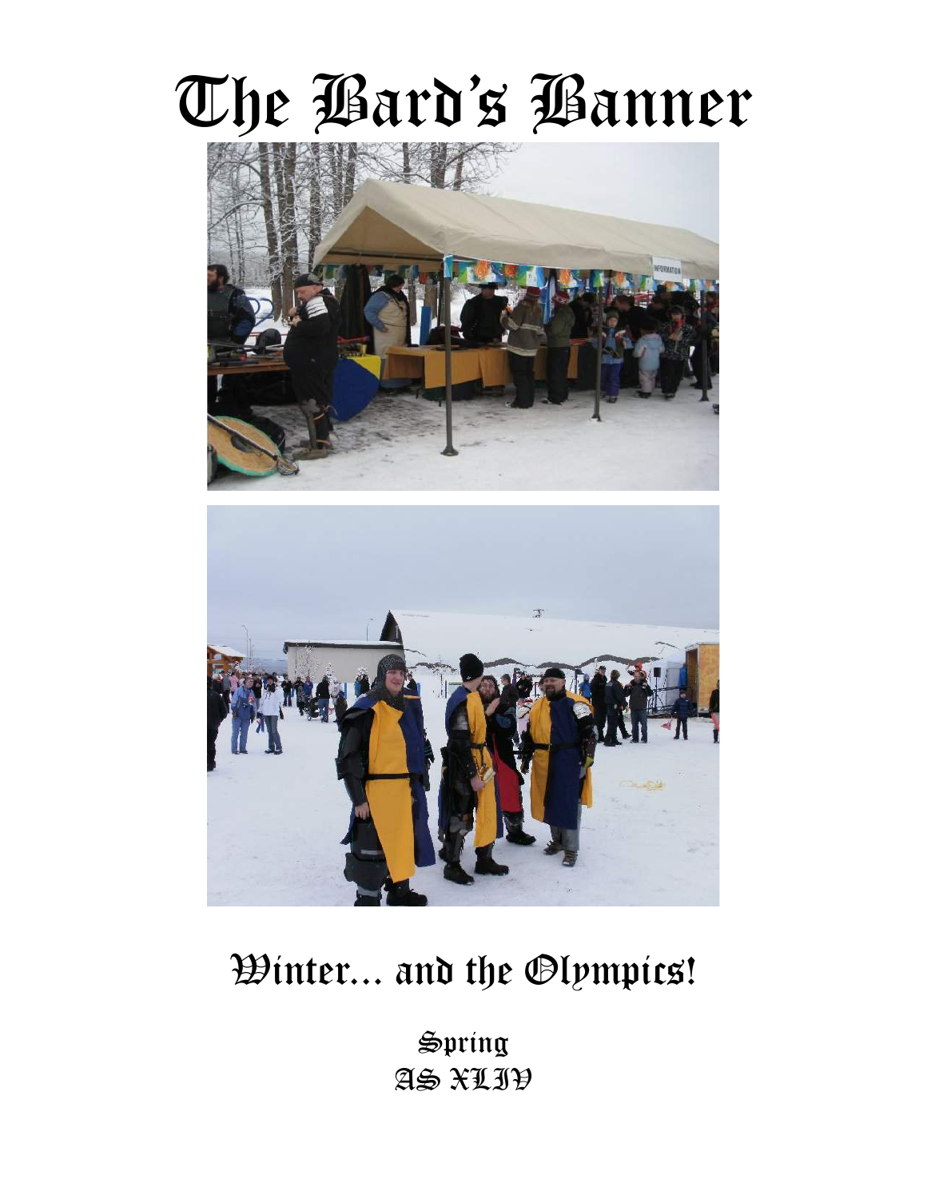# The Bard's Banner

## Winter... and the Olympics!

Spring
AS XLIV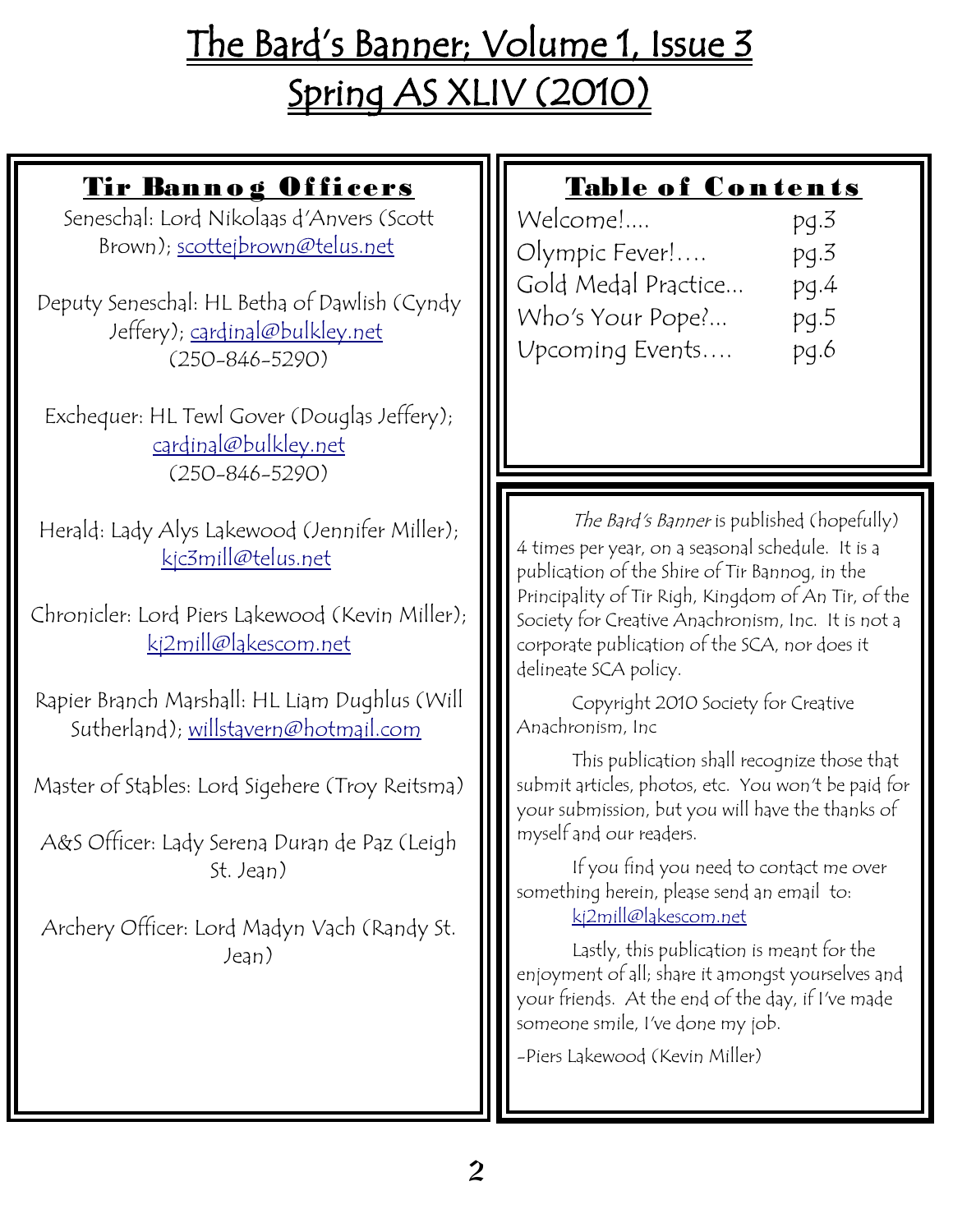# The Bard's Banner; Volume 1, Issue 3
## Spring AS XLIV (2010)

### Tir Bannog Officers

Seneschal: Lord Nikolaas d'Anvers (Scott Brown); scottejbrown@telus.net

Deputy Seneschal: HL Betha of Dawlish (Cyndy Jeffery); cardinal@bulkley.net (250-846-5290)

Exchequer: HL Tewl Gover (Douglas Jeffery); cardinal@bulkley.net (250-846-5290)

Herald: Lady Alys Lakewood (Jennifer Miller); kjc3mill@telus.net

Chronicler: Lord Piers Lakewood (Kevin Miller); kj2mill@lakescom.net

Rapier Branch Marshall: HL Liam Dughlus (Will Sutherland); willstavern@hotmail.com

Master of Stables: Lord Sigehere (Troy Reitsma)

A&S Officer: Lady Serena Duran de Paz (Leigh St. Jean)

Archery Officer: Lord Madyn Vach (Randy St. Jean)

### Table of Contents

| | |
|---|---|
| Welcome!.... | pg.3 |
| Olympic Fever!…. | pg.3 |
| Gold Medal Practice… | pg.4 |
| Who's Your Pope?... | pg.5 |
| Upcoming Events…. | pg.6 |

*The Bard's Banner* is published (hopefully) 4 times per year, on a seasonal schedule. It is a publication of the Shire of Tir Bannog, in the Principality of Tir Righ, Kingdom of An Tir, of the Society for Creative Anachronism, Inc. It is not a corporate publication of the SCA, nor does it delineate SCA policy.

Copyright 2010 Society for Creative Anachronism, Inc

This publication shall recognize those that submit articles, photos, etc. You won't be paid for your submission, but you will have the thanks of myself and our readers.

If you find you need to contact me over something herein, please send an email to: kj2mill@lakescom.net

Lastly, this publication is meant for the enjoyment of all; share it amongst yourselves and your friends. At the end of the day, if I've made someone smile, I've done my job.

-Piers Lakewood (Kevin Miller)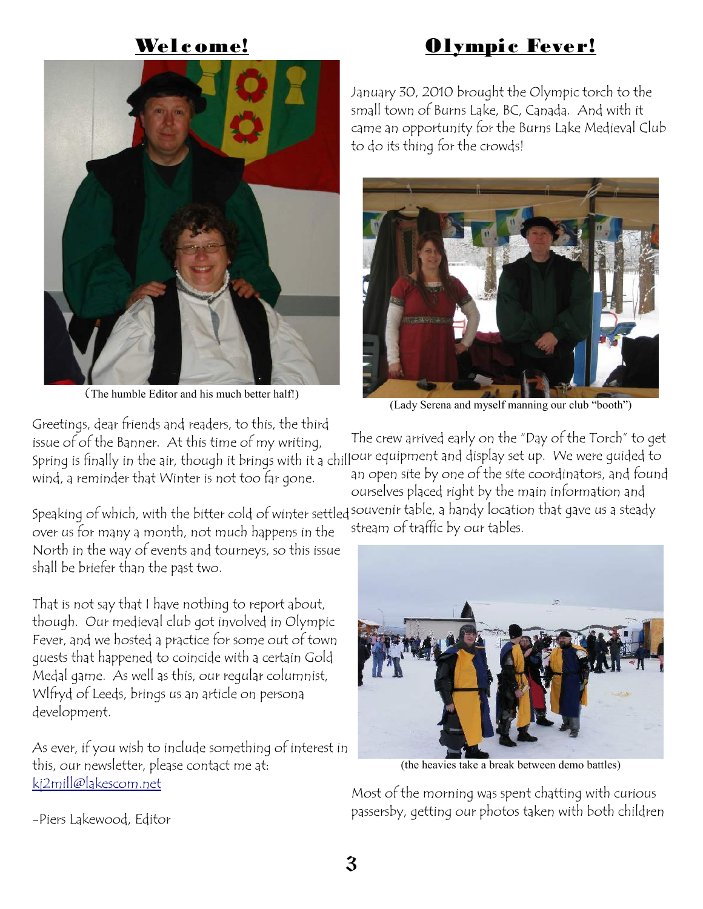## Welcome!

(The humble Editor and his much better half!)

Greetings, dear friends and readers, to this, the third issue of of the Banner. At this time of my writing, Spring is finally in the air, though it brings with it a chill wind, a reminder that Winter is not too far gone.

Speaking of which, with the bitter cold of winter settled over us for many a month, not much happens in the North in the way of events and tourneys, so this issue shall be briefer than the past two.

That is not say that I have nothing to report about, though. Our medieval club got involved in Olympic Fever, and we hosted a practice for some out of town guests that happened to coincide with a certain Gold Medal game. As well as this, our regular columnist, Wlfryd of Leeds, brings us an article on persona development.

As ever, if you wish to include something of interest in this, our newsletter, please contact me at: kj2mill@lakescom.net

-Piers Lakewood, Editor

## Olympic Fever!

January 30, 2010 brought the Olympic torch to the small town of Burns Lake, BC, Canada. And with it came an opportunity for the Burns Lake Medieval Club to do its thing for the crowds!

(Lady Serena and myself manning our club "booth")

The crew arrived early on the "Day of the Torch" to get our equipment and display set up. We were guided to an open site by one of the site coordinators, and found ourselves placed right by the main information and souvenir table, a handy location that gave us a steady stream of traffic by our tables.

(the heavies take a break between demo battles)

Most of the morning was spent chatting with curious passersby, getting our photos taken with both children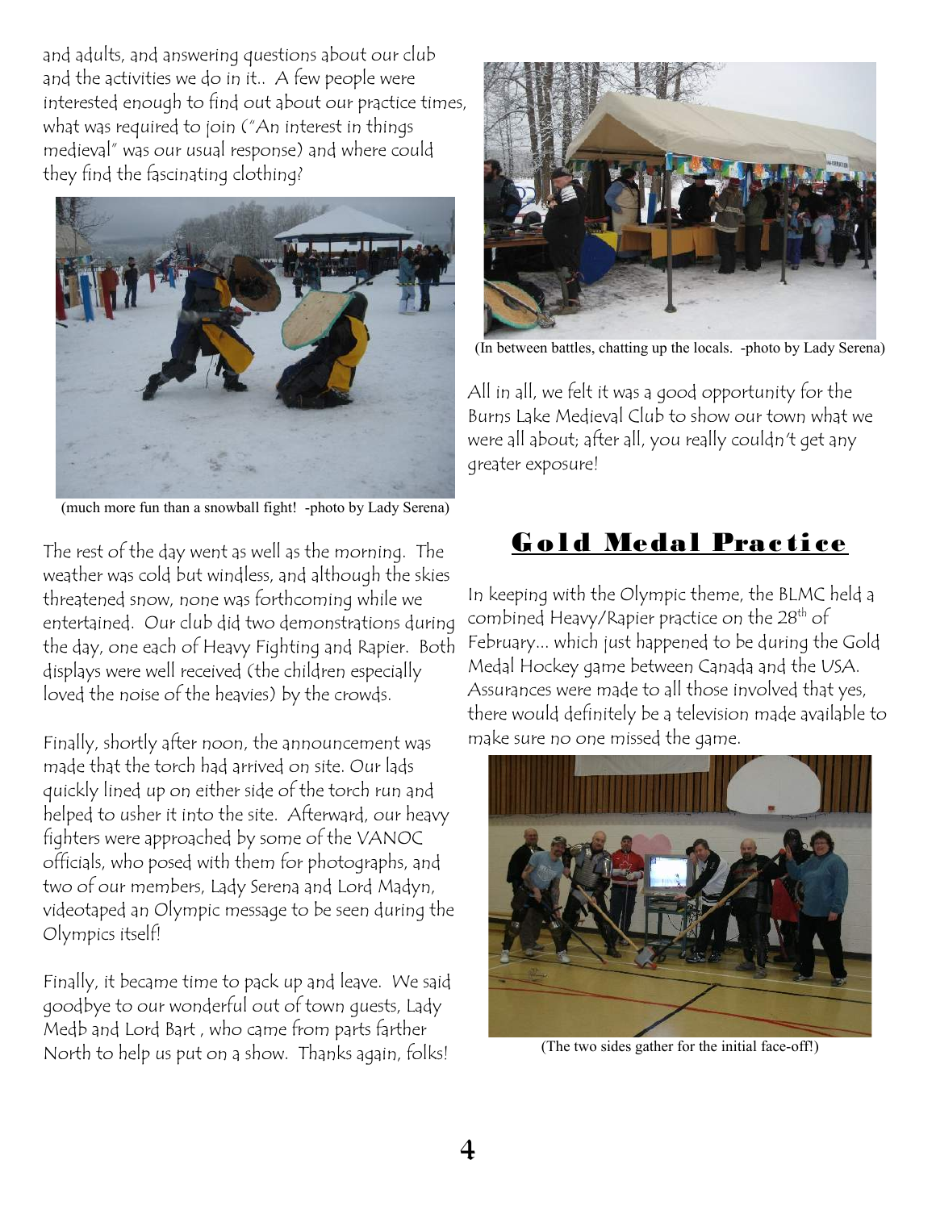and adults, and answering questions about our club and the activities we do in it.. A few people were interested enough to find out about our practice times, what was required to join ("An interest in things medieval" was our usual response) and where could they find the fascinating clothing?

(much more fun than a snowball fight! -photo by Lady Serena)

The rest of the day went as well as the morning. The weather was cold but windless, and although the skies threatened snow, none was forthcoming while we entertained. Our club did two demonstrations during the day, one each of Heavy Fighting and Rapier. Both displays were well received (the children especially loved the noise of the heavies) by the crowds.

Finally, shortly after noon, the announcement was made that the torch had arrived on site. Our lads quickly lined up on either side of the torch run and helped to usher it into the site. Afterward, our heavy fighters were approached by some of the VANOC officials, who posed with them for photographs, and two of our members, Lady Serena and Lord Madyn, videotaped an Olympic message to be seen during the Olympics itself!

Finally, it became time to pack up and leave. We said goodbye to our wonderful out of town guests, Lady Medb and Lord Bart , who came from parts farther North to help us put on a show. Thanks again, folks!

(In between battles, chatting up the locals. -photo by Lady Serena)

All in all, we felt it was a good opportunity for the Burns Lake Medieval Club to show our town what we were all about; after all, you really couldn't get any greater exposure!

## Gold Medal Practice

In keeping with the Olympic theme, the BLMC held a combined Heavy/Rapier practice on the 28th of February... which just happened to be during the Gold Medal Hockey game between Canada and the USA. Assurances were made to all those involved that yes, there would definitely be a television made available to make sure no one missed the game.

(The two sides gather for the initial face-off!)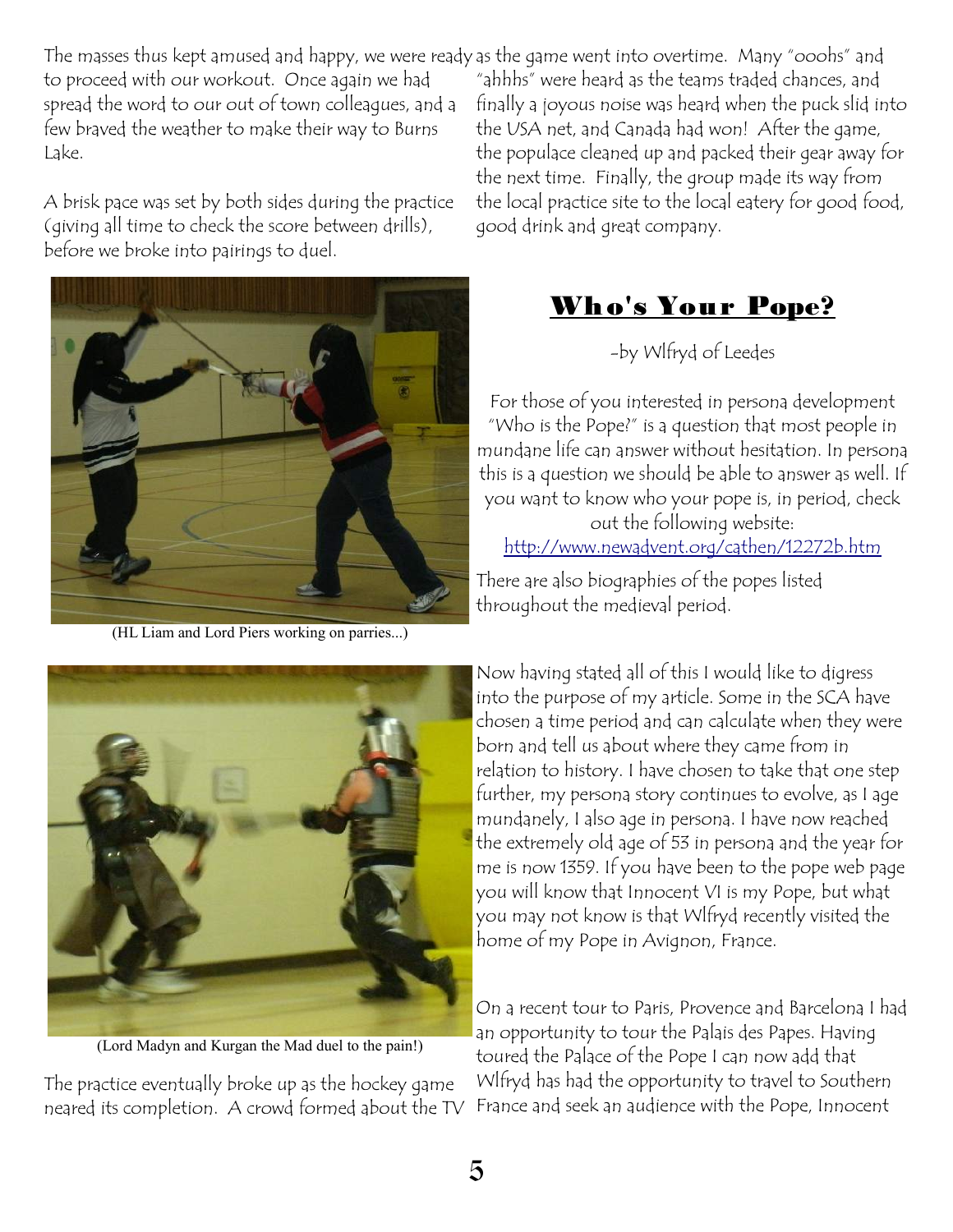The masses thus kept amused and happy, we were ready to proceed with our workout. Once again we had spread the word to our out of town colleagues, and a few braved the weather to make their way to Burns Lake.

A brisk pace was set by both sides during the practice (giving all time to check the score between drills), before we broke into pairings to duel.

(HL Liam and Lord Piers working on parries...)

(Lord Madyn and Kurgan the Mad duel to the pain!)

The practice eventually broke up as the hockey game neared its completion. A crowd formed about the TV as the game went into overtime. Many "ooohs" and "ahhhs" were heard as the teams traded chances, and finally a joyous noise was heard when the puck slid into the USA net, and Canada had won! After the game, the populace cleaned up and packed their gear away for the next time. Finally, the group made its way from the local practice site to the local eatery for good food, good drink and great company.

## Who's Your Pope?

-by Wlfryd of Leedes

For those of you interested in persona development "Who is the Pope?" is a question that most people in mundane life can answer without hesitation. In persona this is a question we should be able to answer as well. If you want to know who your pope is, in period, check out the following website:
http://www.newadvent.org/cathen/12272b.htm

There are also biographies of the popes listed throughout the medieval period.

Now having stated all of this I would like to digress into the purpose of my article. Some in the SCA have chosen a time period and can calculate when they were born and tell us about where they came from in relation to history. I have chosen to take that one step further, my persona story continues to evolve, as I age mundanely, I also age in persona. I have now reached the extremely old age of 53 in persona and the year for me is now 1359. If you have been to the pope web page you will know that Innocent VI is my Pope, but what you may not know is that Wlfryd recently visited the home of my Pope in Avignon, France.

On a recent tour to Paris, Provence and Barcelona I had an opportunity to tour the Palais des Papes. Having toured the Palace of the Pope I can now add that Wlfryd has had the opportunity to travel to Southern France and seek an audience with the Pope, Innocent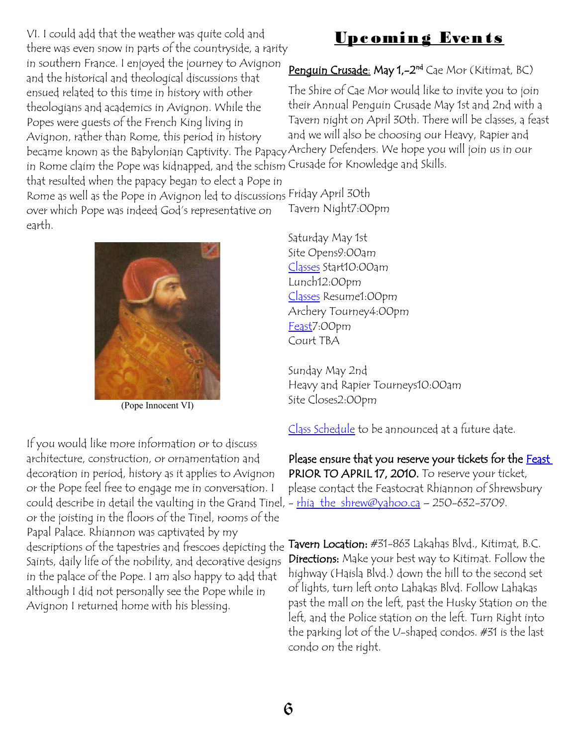VI. I could add that the weather was quite cold and there was even snow in parts of the countryside, a rarity in southern France. I enjoyed the journey to Avignon and the historical and theological discussions that ensued related to this time in history with other theologians and academics in Avignon. While the Popes were guests of the French King living in Avignon, rather than Rome, this period in history became known as the Babylonian Captivity. The Papacy in Rome claim the Pope was kidnapped, and the schism that resulted when the papacy began to elect a Pope in Rome as well as the Pope in Avignon led to discussions over which Pope was indeed God's representative on earth.

(Pope Innocent VI)

If you would like more information or to discuss architecture, construction, or ornamentation and decoration in period, history as it applies to Avignon or the Pope feel free to engage me in conversation. I could describe in detail the vaulting in the Grand Tinel, or the joisting in the floors of the Tinel, rooms of the Papal Palace. Rhiannon was captivated by my descriptions of the tapestries and frescoes depicting the Saints, daily life of the nobility, and decorative designs in the palace of the Pope. I am also happy to add that although I did not personally see the Pope while in Avignon I returned home with his blessing.

# Upcoming Events

**Penguin Crusade: May 1,-2nd** Cae Mor (Kitimat, BC)

The Shire of Cae Mor would like to invite you to join their Annual Penguin Crusade May 1st and 2nd with a Tavern night on April 30th. There will be classes, a feast and we will also be choosing our Heavy, Rapier and Archery Defenders. We hope you will join us in our Crusade for Knowledge and Skills.

Friday April 30th
Tavern Night7:00pm

Saturday May 1st
Site Opens9:00am
Classes Start10:00am
Lunch12:00pm
Classes Resume1:00pm
Archery Tourney4:00pm
Feast7:00pm
Court TBA

Sunday May 2nd
Heavy and Rapier Tourneys10:00am
Site Closes2:00pm

Class Schedule to be announced at a future date.

**Please ensure that you reserve your tickets for the Feast PRIOR TO APRIL 17, 2010.** To reserve your ticket, please contact the Feastocrat Rhiannon of Shrewsbury – rhia_the_shrew@yahoo.ca – 250-632-3709.

**Tavern Location:** #31-863 Lakahas Blvd., Kitimat, B.C.
**Directions:** Make your best way to Kitimat. Follow the highway (Haisla Blvd.) down the hill to the second set of lights, turn left onto Lahakas Blvd. Follow Lahakas past the mall on the left, past the Husky Station on the left, and the Police station on the left. Turn Right into the parking lot of the U-shaped condos. #31 is the last condo on the right.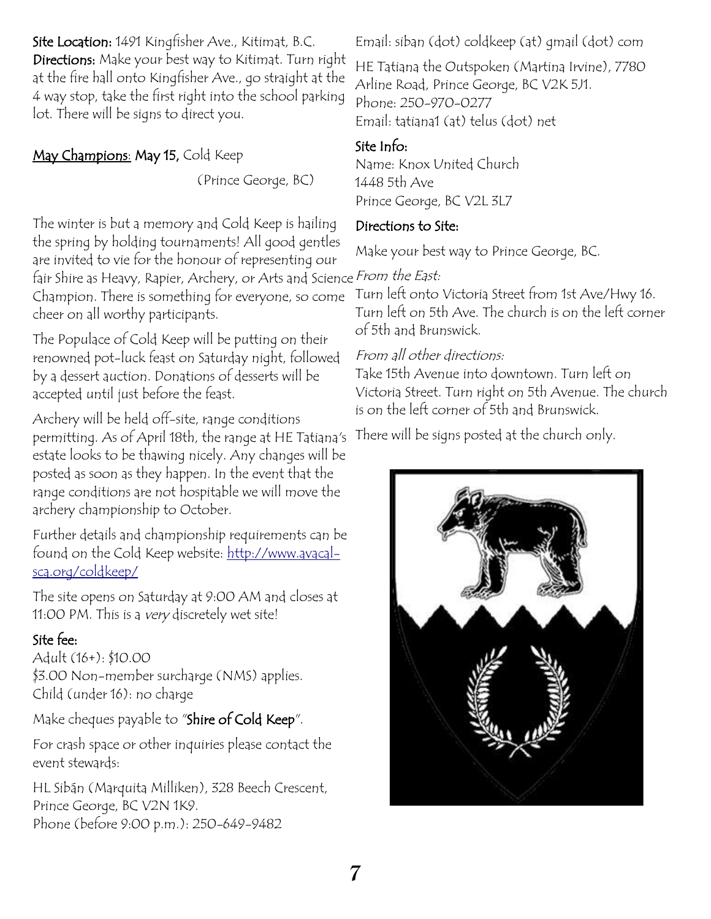**Site Location:** 1491 Kingfisher Ave., Kitimat, B.C.
**Directions:** Make your best way to Kitimat. Turn right at the fire hall onto Kingfisher Ave., go straight at the 4 way stop, take the first right into the school parking lot. There will be signs to direct you.

**May Champions:** **May 15,** Cold Keep (Prince George, BC)

The winter is but a memory and Cold Keep is hailing the spring by holding tournaments! All good gentles are invited to vie for the honour of representing our fair Shire as Heavy, Rapier, Archery, or Arts and Science Champion. There is something for everyone, so come cheer on all worthy participants.

The Populace of Cold Keep will be putting on their renowned pot-luck feast on Saturday night, followed by a dessert auction. Donations of desserts will be accepted until just before the feast.

Archery will be held off-site, range conditions permitting. As of April 18th, the range at HE Tatiana's estate looks to be thawing nicely. Any changes will be posted as soon as they happen. In the event that the range conditions are not hospitable we will move the archery championship to October.

Further details and championship requirements can be found on the Cold Keep website: http://www.avacal-sca.org/coldkeep/

The site opens on Saturday at 9:00 AM and closes at 11:00 PM. This is a *very* discretely wet site!

**Site fee:**
Adult (16+): $10.00
$3.00 Non-member surcharge (NMS) applies.
Child (under 16): no charge

Make cheques payable to "**Shire of Cold Keep**".

For crash space or other inquiries please contact the event stewards:

HL Sibán (Marquita Milliken), 328 Beech Crescent, Prince George, BC V2N 1K9.
Phone (before 9:00 p.m.): 250-649-9482
Email: siban (dot) coldkeep (at) gmail (dot) com

HE Tatiana the Outspoken (Martina Irvine), 7780 Arline Road, Prince George, BC V2K 5J1.
Phone: 250-970-0277
Email: tatiana1 (at) telus (dot) net

**Site Info:**
Name: Knox United Church
1448 5th Ave
Prince George, BC V2L 3L7

**Directions to Site:**

Make your best way to Prince George, BC.

*From the East:*
Turn left onto Victoria Street from 1st Ave/Hwy 16. Turn left on 5th Ave. The church is on the left corner of 5th and Brunswick.

*From all other directions:*
Take 15th Avenue into downtown. Turn left on Victoria Street. Turn right on 5th Avenue. The church is on the left corner of 5th and Brunswick.

There will be signs posted at the church only.